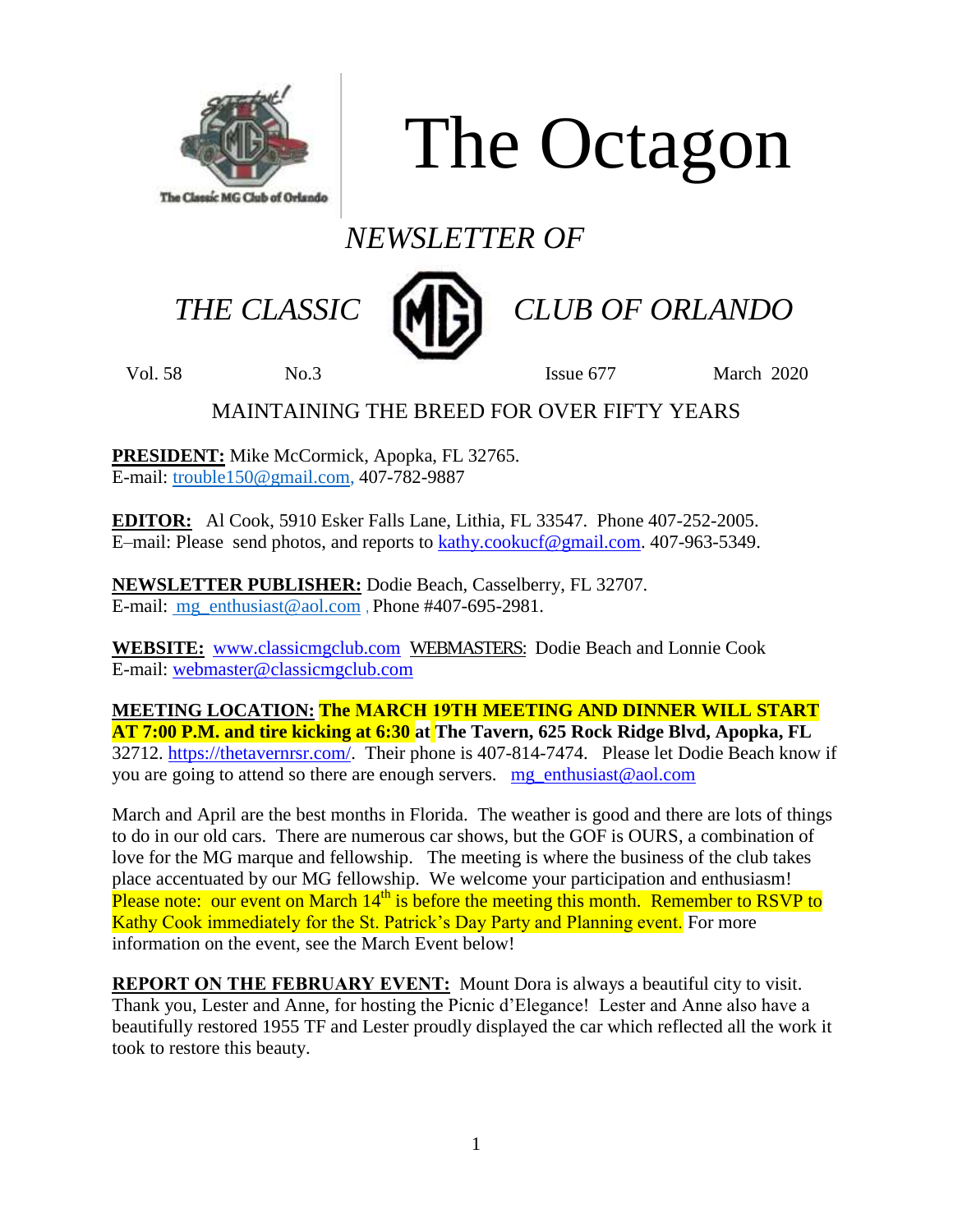# The Octagon

*NEWSLETTER OF*

*THE CLASSIC MG CLUB OF ORLANDO*

Vol. 58 No.3 Issue 677 March 2020

MAINTAINING THE BREED FOR OVER FIFTY YEARS

**PRESIDENT:** Mike McCormick, Apopka, FL 32765.
E-mail: trouble150@gmail.com, 407-782-9887

**EDITOR:** Al Cook, 5910 Esker Falls Lane, Lithia, FL 33547. Phone 407-252-2005.
E–mail: Please send photos, and reports to kathy.cookucf@gmail.com. 407-963-5349.

**NEWSLETTER PUBLISHER:** Dodie Beach, Casselberry, FL 32707.
E-mail: mg_enthusiast@aol.com , Phone #407-695-2981.

**WEBSITE:** www.classicmgclub.com WEBMASTERS: Dodie Beach and Lonnie Cook
E-mail: webmaster@classicmgclub.com

**MEETING LOCATION: The MARCH 19TH MEETING AND DINNER WILL START AT 7:00 P.M. and tire kicking at 6:30 at The Tavern, 625 Rock Ridge Blvd, Apopka, FL** 32712. https://thetavernrsr.com/. Their phone is 407-814-7474. Please let Dodie Beach know if you are going to attend so there are enough servers. mg_enthusiast@aol.com

March and April are the best months in Florida. The weather is good and there are lots of things to do in our old cars. There are numerous car shows, but the GOF is OURS, a combination of love for the MG marque and fellowship. The meeting is where the business of the club takes place accentuated by our MG fellowship. We welcome your participation and enthusiasm! Please note: our event on March 14th is before the meeting this month. Remember to RSVP to Kathy Cook immediately for the St. Patrick's Day Party and Planning event. For more information on the event, see the March Event below!

**REPORT ON THE FEBRUARY EVENT:** Mount Dora is always a beautiful city to visit. Thank you, Lester and Anne, for hosting the Picnic d'Elegance! Lester and Anne also have a beautifully restored 1955 TF and Lester proudly displayed the car which reflected all the work it took to restore this beauty.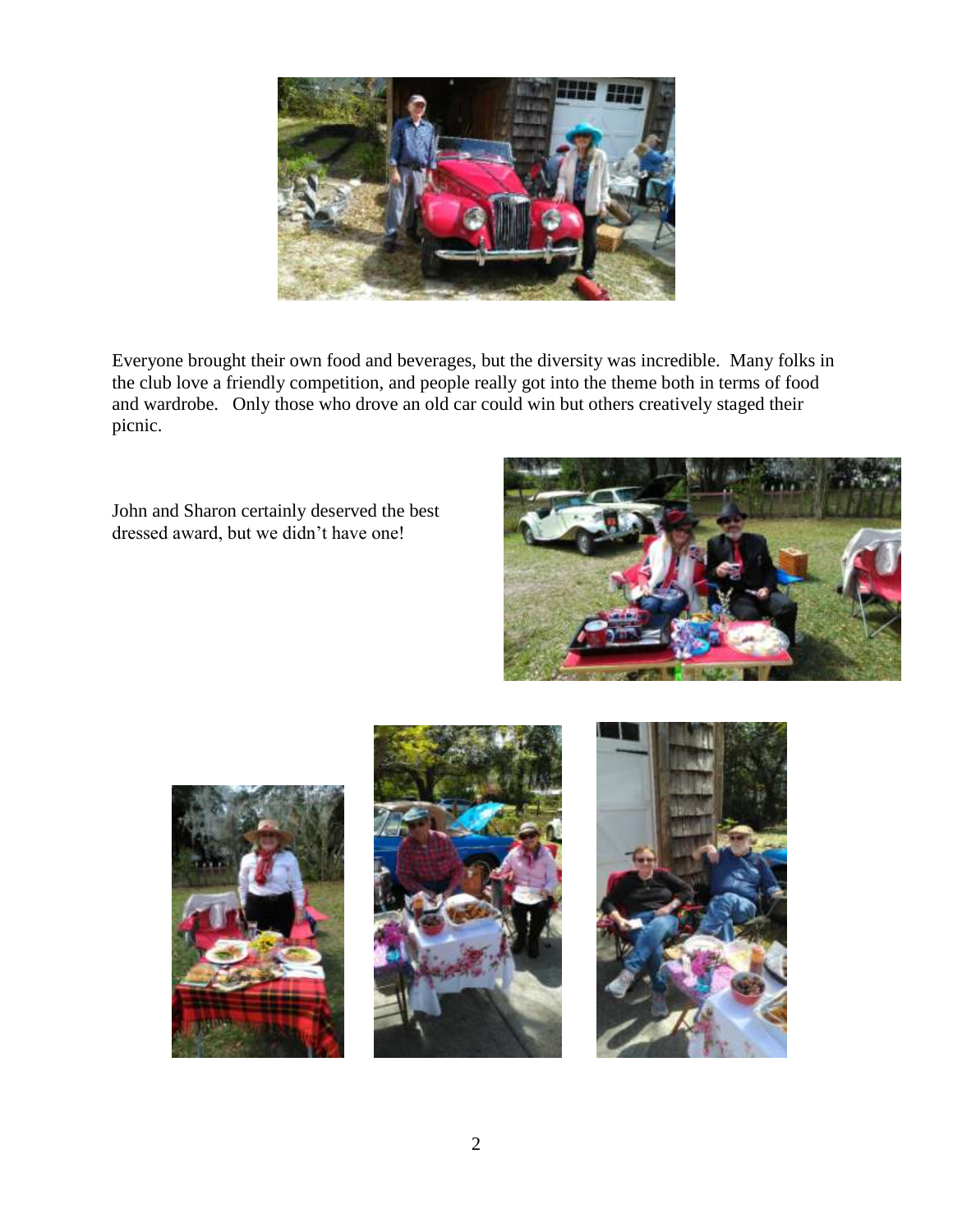Everyone brought their own food and beverages, but the diversity was incredible. Many folks in the club love a friendly competition, and people really got into the theme both in terms of food and wardrobe. Only those who drove an old car could win but others creatively staged their picnic.

John and Sharon certainly deserved the best dressed award, but we didn't have one!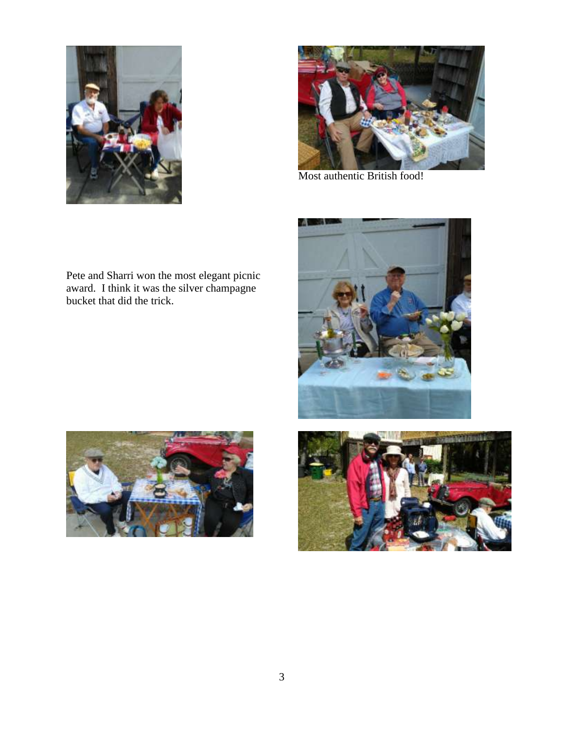Most authentic British food!

Pete and Sharri won the most elegant picnic award. I think it was the silver champagne bucket that did the trick.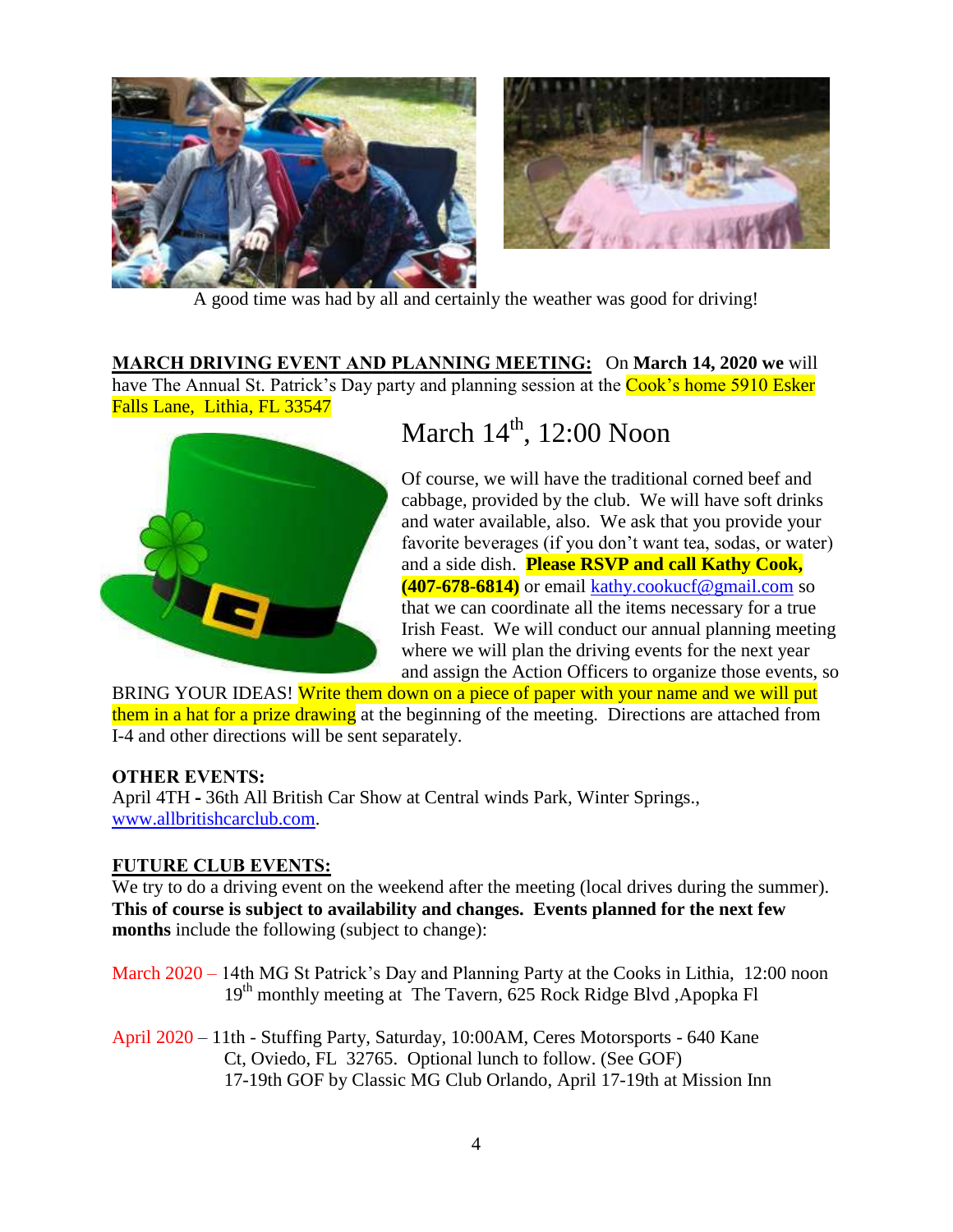A good time was had by all and certainly the weather was good for driving!

**MARCH DRIVING EVENT AND PLANNING MEETING:** On **March 14, 2020 we** will have The Annual St. Patrick's Day party and planning session at the Cook's home 5910 Esker Falls Lane, Lithia, FL 33547

## March 14th, 12:00 Noon

Of course, we will have the traditional corned beef and cabbage, provided by the club. We will have soft drinks and water available, also. We ask that you provide your favorite beverages (if you don't want tea, sodas, or water) and a side dish. **Please RSVP and call Kathy Cook, (407-678-6814)** or email kathy.cookucf@gmail.com so that we can coordinate all the items necessary for a true Irish Feast. We will conduct our annual planning meeting where we will plan the driving events for the next year and assign the Action Officers to organize those events, so BRING YOUR IDEAS! Write them down on a piece of paper with your name and we will put them in a hat for a prize drawing at the beginning of the meeting. Directions are attached from I-4 and other directions will be sent separately.

**OTHER EVENTS:**
April 4TH **-** 36th All British Car Show at Central winds Park, Winter Springs., www.allbritishcarclub.com.

**FUTURE CLUB EVENTS:**
We try to do a driving event on the weekend after the meeting (local drives during the summer). **This of course is subject to availability and changes. Events planned for the next few months** include the following (subject to change):

March 2020 – 14th MG St Patrick's Day and Planning Party at the Cooks in Lithia, 12:00 noon
19th monthly meeting at The Tavern, 625 Rock Ridge Blvd ,Apopka Fl

April 2020 – 11th - Stuffing Party, Saturday, 10:00AM, Ceres Motorsports - 640 Kane Ct, Oviedo, FL 32765. Optional lunch to follow. (See GOF)
17-19th GOF by Classic MG Club Orlando, April 17-19th at Mission Inn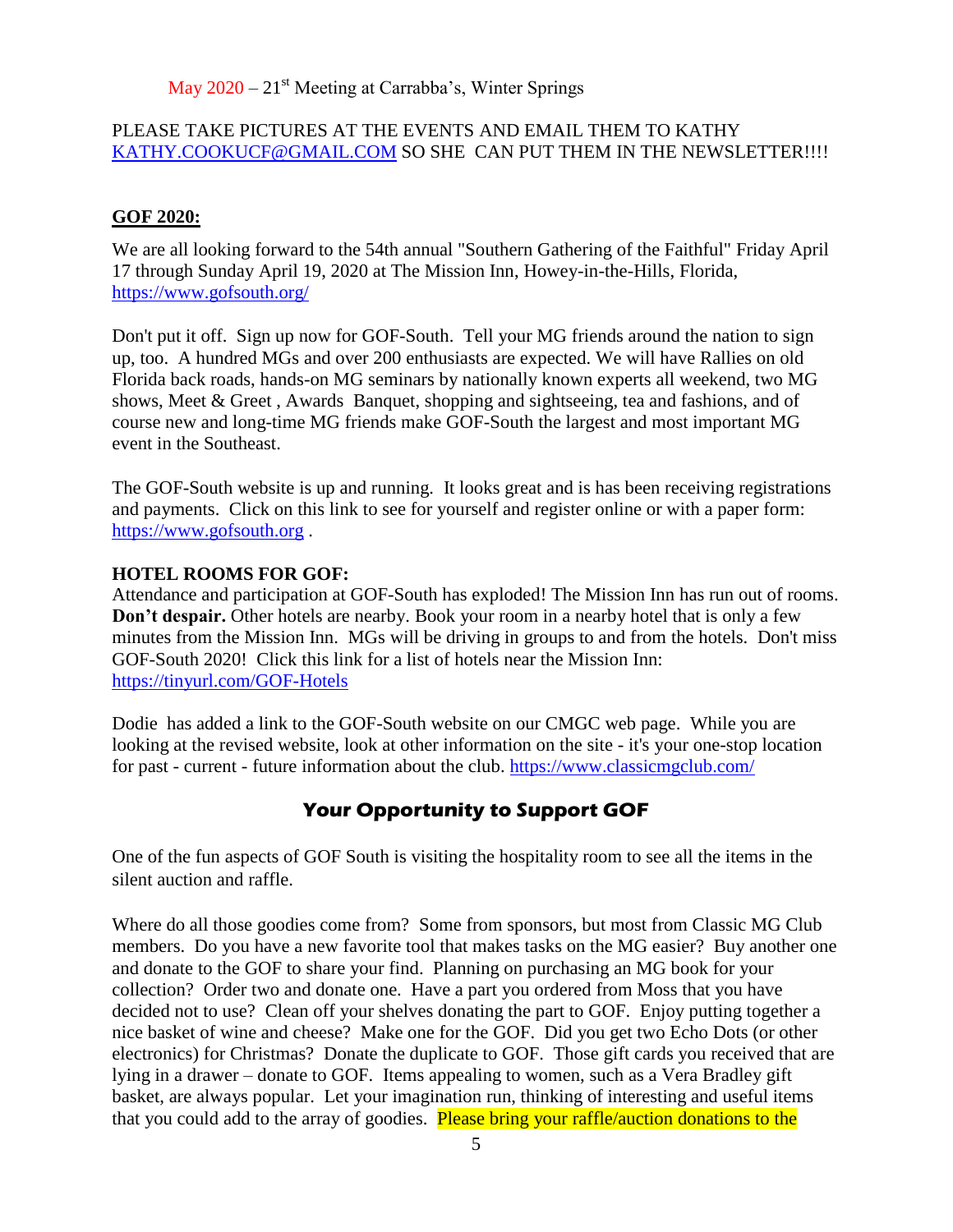May 2020 – 21st Meeting at Carrabba's, Winter Springs

PLEASE TAKE PICTURES AT THE EVENTS AND EMAIL THEM TO KATHY KATHY.COOKUCF@GMAIL.COM SO SHE CAN PUT THEM IN THE NEWSLETTER!!!!

**GOF 2020:**

We are all looking forward to the 54th annual "Southern Gathering of the Faithful" Friday April 17 through Sunday April 19, 2020 at The Mission Inn, Howey-in-the-Hills, Florida, https://www.gofsouth.org/

Don't put it off. Sign up now for GOF-South. Tell your MG friends around the nation to sign up, too. A hundred MGs and over 200 enthusiasts are expected. We will have Rallies on old Florida back roads, hands-on MG seminars by nationally known experts all weekend, two MG shows, Meet & Greet , Awards Banquet, shopping and sightseeing, tea and fashions, and of course new and long-time MG friends make GOF-South the largest and most important MG event in the Southeast.

The GOF-South website is up and running. It looks great and is has been receiving registrations and payments. Click on this link to see for yourself and register online or with a paper form: https://www.gofsouth.org .

**HOTEL ROOMS FOR GOF:**

Attendance and participation at GOF-South has exploded! The Mission Inn has run out of rooms. **Don't despair.** Other hotels are nearby. Book your room in a nearby hotel that is only a few minutes from the Mission Inn. MGs will be driving in groups to and from the hotels. Don't miss GOF-South 2020! Click this link for a list of hotels near the Mission Inn: https://tinyurl.com/GOF-Hotels

Dodie has added a link to the GOF-South website on our CMGC web page. While you are looking at the revised website, look at other information on the site - it's your one-stop location for past - current - future information about the club. https://www.classicmgclub.com/

## Your Opportunity to Support GOF

One of the fun aspects of GOF South is visiting the hospitality room to see all the items in the silent auction and raffle.

Where do all those goodies come from? Some from sponsors, but most from Classic MG Club members. Do you have a new favorite tool that makes tasks on the MG easier? Buy another one and donate to the GOF to share your find. Planning on purchasing an MG book for your collection? Order two and donate one. Have a part you ordered from Moss that you have decided not to use? Clean off your shelves donating the part to GOF. Enjoy putting together a nice basket of wine and cheese? Make one for the GOF. Did you get two Echo Dots (or other electronics) for Christmas? Donate the duplicate to GOF. Those gift cards you received that are lying in a drawer – donate to GOF. Items appealing to women, such as a Vera Bradley gift basket, are always popular. Let your imagination run, thinking of interesting and useful items that you could add to the array of goodies. Please bring your raffle/auction donations to the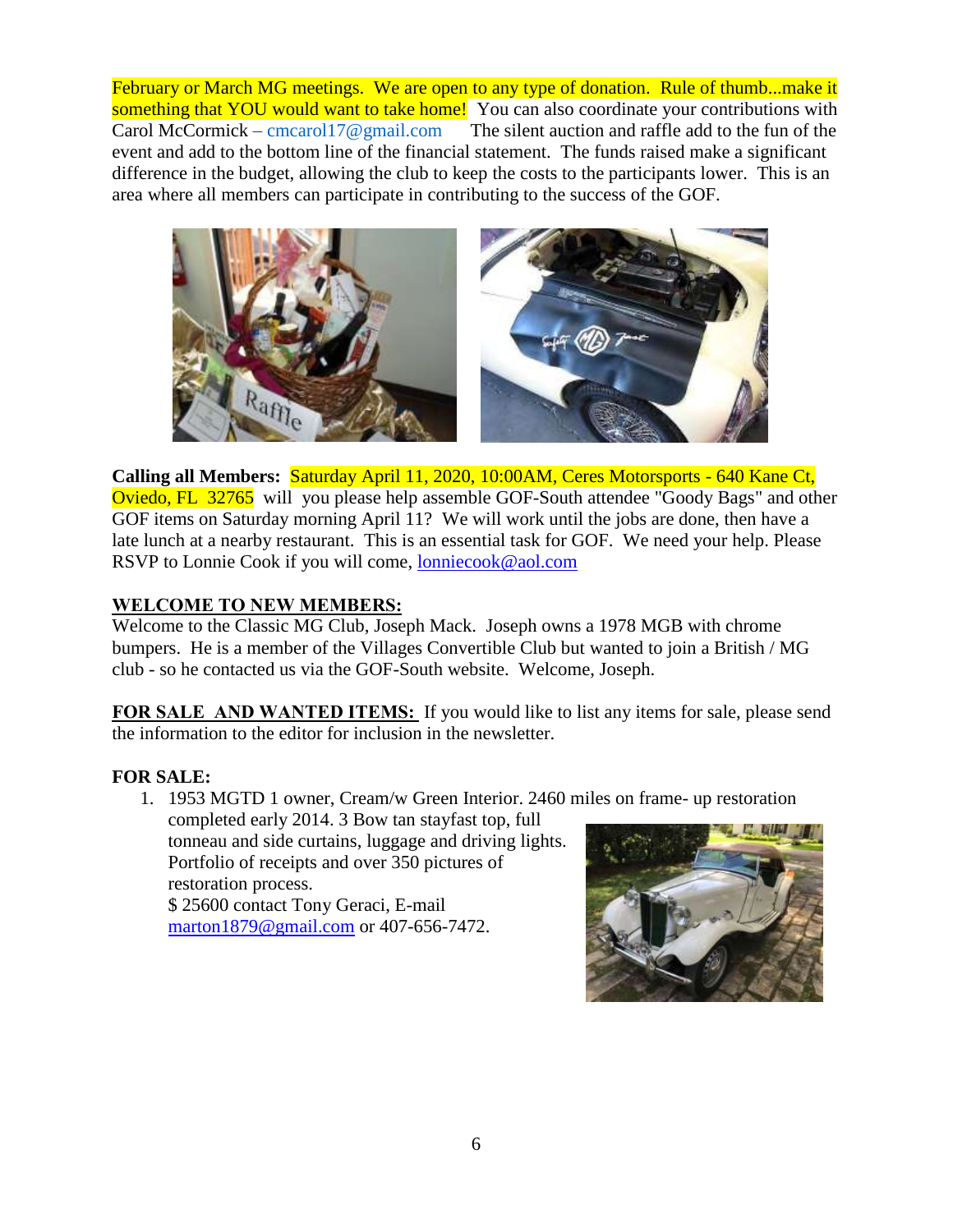February or March MG meetings. We are open to any type of donation. Rule of thumb...make it something that YOU would want to take home! You can also coordinate your contributions with Carol McCormick – cmcarol17@gmail.com The silent auction and raffle add to the fun of the event and add to the bottom line of the financial statement. The funds raised make a significant difference in the budget, allowing the club to keep the costs to the participants lower. This is an area where all members can participate in contributing to the success of the GOF.

**Calling all Members:** Saturday April 11, 2020, 10:00AM, Ceres Motorsports - 640 Kane Ct, Oviedo, FL 32765 will you please help assemble GOF-South attendee "Goody Bags" and other GOF items on Saturday morning April 11? We will work until the jobs are done, then have a late lunch at a nearby restaurant. This is an essential task for GOF. We need your help. Please RSVP to Lonnie Cook if you will come, lonniecook@aol.com

**WELCOME TO NEW MEMBERS:**

Welcome to the Classic MG Club, Joseph Mack. Joseph owns a 1978 MGB with chrome bumpers. He is a member of the Villages Convertible Club but wanted to join a British / MG club - so he contacted us via the GOF-South website. Welcome, Joseph.

**FOR SALE AND WANTED ITEMS:** If you would like to list any items for sale, please send the information to the editor for inclusion in the newsletter.

**FOR SALE:**

1. 1953 MGTD 1 owner, Cream/w Green Interior. 2460 miles on frame- up restoration completed early 2014. 3 Bow tan stayfast top, full tonneau and side curtains, luggage and driving lights. Portfolio of receipts and over 350 pictures of restoration process.
   $ 25600 contact Tony Geraci, E-mail marton1879@gmail.com or 407-656-7472.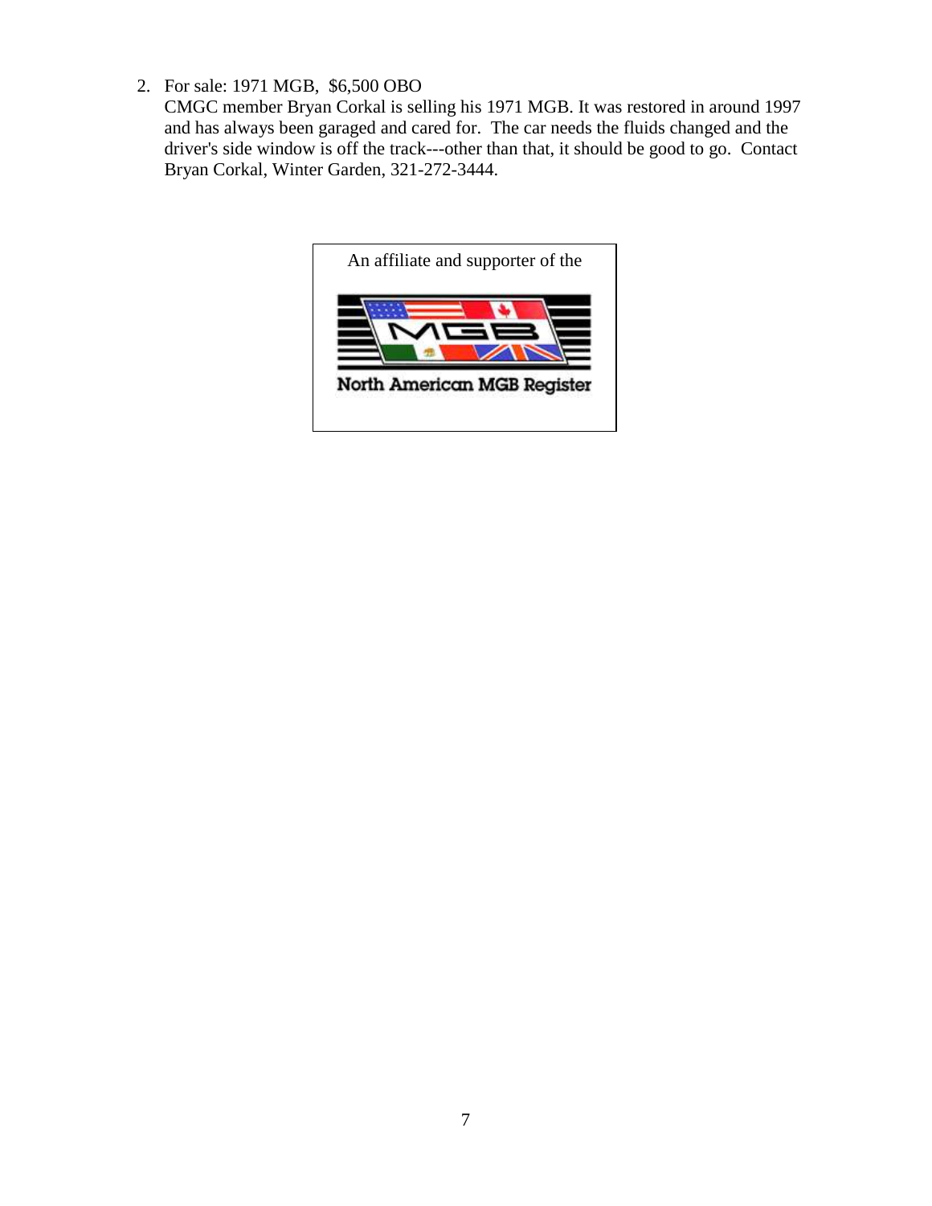2. For sale: 1971 MGB, $6,500 OBO
   CMGC member Bryan Corkal is selling his 1971 MGB. It was restored in around 1997 and has always been garaged and cared for. The car needs the fluids changed and the driver's side window is off the track---other than that, it should be good to go. Contact Bryan Corkal, Winter Garden, 321-272-3444.

An affiliate and supporter of the

North American MGB Register